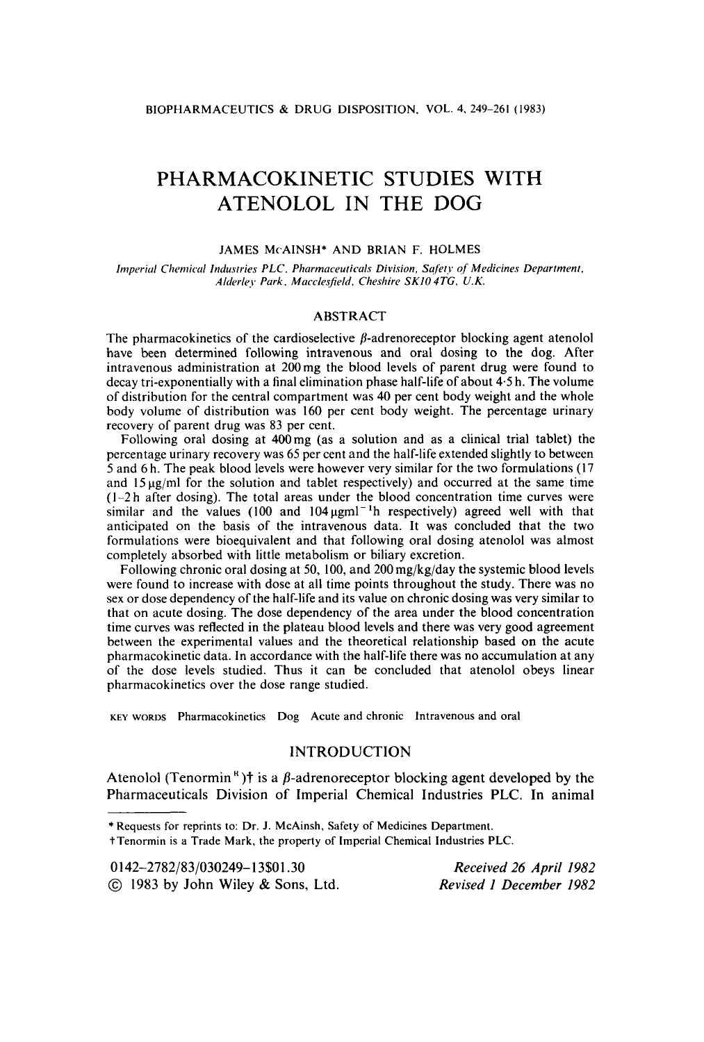# PHARMACOKINETIC STUDIES WITH ATENOLOL IN THE DOG

JAMES McAINSH* AND BRIAN F. HOLMES

*Imperial Chemical Industries PLC, Pharmaceuticals Division, Safety of Medicines Department, Alderley Park, Macclesfield, Cheshire SK10 4TG, U.K.*

## ABSTRACT

The pharmacokinetics of the cardioselective $\beta$-adrenoreceptor blocking agent atenolol have been determined following intravenous and oral dosing to the dog. After intravenous administration at 200 mg the blood levels of parent drug were found to decay tri-exponentially with a final elimination phase half-life of about 4·5 h. The volume of distribution for the central compartment was 40 per cent body weight and the whole body volume of distribution was 160 per cent body weight. The percentage urinary recovery of parent drug was 83 per cent.

Following oral dosing at 400 mg (as a solution and as a clinical trial tablet) the percentage urinary recovery was 65 per cent and the half-life extended slightly to between 5 and 6 h. The peak blood levels were however very similar for the two formulations (17 and 15 µg/ml for the solution and tablet respectively) and occurred at the same time (1–2 h after dosing). The total areas under the blood concentration time curves were similar and the values (100 and 104 $\mu g\,ml^{-1}h$ respectively) agreed well with that anticipated on the basis of the intravenous data. It was concluded that the two formulations were bioequivalent and that following oral dosing atenolol was almost completely absorbed with little metabolism or biliary excretion.

Following chronic oral dosing at 50, 100, and 200 mg/kg/day the systemic blood levels were found to increase with dose at all time points throughout the study. There was no sex or dose dependency of the half-life and its value on chronic dosing was very similar to that on acute dosing. The dose dependency of the area under the blood concentration time curves was reflected in the plateau blood levels and there was very good agreement between the experimental values and the theoretical relationship based on the acute pharmacokinetic data. In accordance with the half-life there was no accumulation at any of the dose levels studied. Thus it can be concluded that atenolol obeys linear pharmacokinetics over the dose range studied.

KEY WORDS Pharmacokinetics Dog Acute and chronic Intravenous and oral

## INTRODUCTION

Atenolol (Tenormin®)† is a $\beta$-adrenoreceptor blocking agent developed by the Pharmaceuticals Division of Imperial Chemical Industries PLC. In animal

---

* Requests for reprints to: Dr. J. McAinsh, Safety of Medicines Department.

† Tenormin is a Trade Mark, the property of Imperial Chemical Industries PLC.

0142–2782/83/030249–13$01.30
© 1983 by John Wiley & Sons, Ltd.

*Received 26 April 1982*
*Revised 1 December 1982*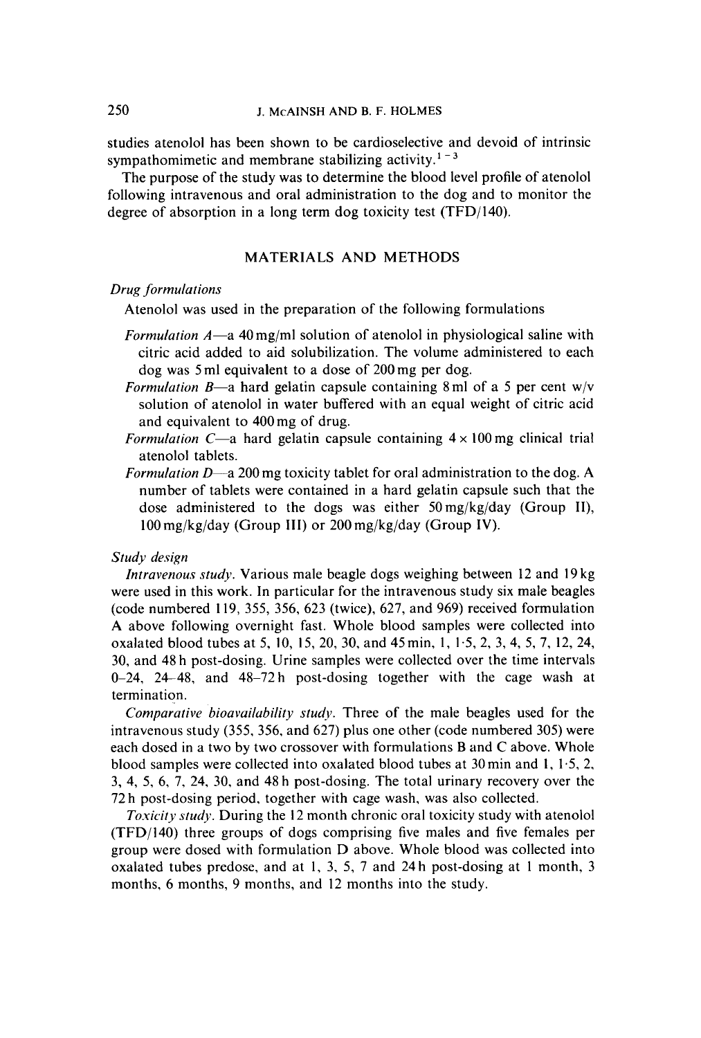studies atenolol has been shown to be cardioselective and devoid of intrinsic sympathomimetic and membrane stabilizing activity.[1-3]

The purpose of the study was to determine the blood level profile of atenolol following intravenous and oral administration to the dog and to monitor the degree of absorption in a long term dog toxicity test (TFD/140).

## MATERIALS AND METHODS

*Drug formulations*

Atenolol was used in the preparation of the following formulations

- *Formulation A*—a 40 mg/ml solution of atenolol in physiological saline with citric acid added to aid solubilization. The volume administered to each dog was 5 ml equivalent to a dose of 200 mg per dog.
- *Formulation B*—a hard gelatin capsule containing 8 ml of a 5 per cent w/v solution of atenolol in water buffered with an equal weight of citric acid and equivalent to 400 mg of drug.
- *Formulation C*—a hard gelatin capsule containing 4 × 100 mg clinical trial atenolol tablets.
- *Formulation D*—a 200 mg toxicity tablet for oral administration to the dog. A number of tablets were contained in a hard gelatin capsule such that the dose administered to the dogs was either 50 mg/kg/day (Group II), 100 mg/kg/day (Group III) or 200 mg/kg/day (Group IV).

*Study design*

*Intravenous study*. Various male beagle dogs weighing between 12 and 19 kg were used in this work. In particular for the intravenous study six male beagles (code numbered 119, 355, 356, 623 (twice), 627, and 969) received formulation A above following overnight fast. Whole blood samples were collected into oxalated blood tubes at 5, 10, 15, 20, 30, and 45 min, 1, 1·5, 2, 3, 4, 5, 7, 12, 24, 30, and 48 h post-dosing. Urine samples were collected over the time intervals 0–24, 24–48, and 48–72 h post-dosing together with the cage wash at termination.

*Comparative bioavailability study*. Three of the male beagles used for the intravenous study (355, 356, and 627) plus one other (code numbered 305) were each dosed in a two by two crossover with formulations B and C above. Whole blood samples were collected into oxalated blood tubes at 30 min and 1, 1·5, 2, 3, 4, 5, 6, 7, 24, 30, and 48 h post-dosing. The total urinary recovery over the 72 h post-dosing period, together with cage wash, was also collected.

*Toxicity study*. During the 12 month chronic oral toxicity study with atenolol (TFD/140) three groups of dogs comprising five males and five females per group were dosed with formulation D above. Whole blood was collected into oxalated tubes predose, and at 1, 3, 5, 7 and 24 h post-dosing at 1 month, 3 months, 6 months, 9 months, and 12 months into the study.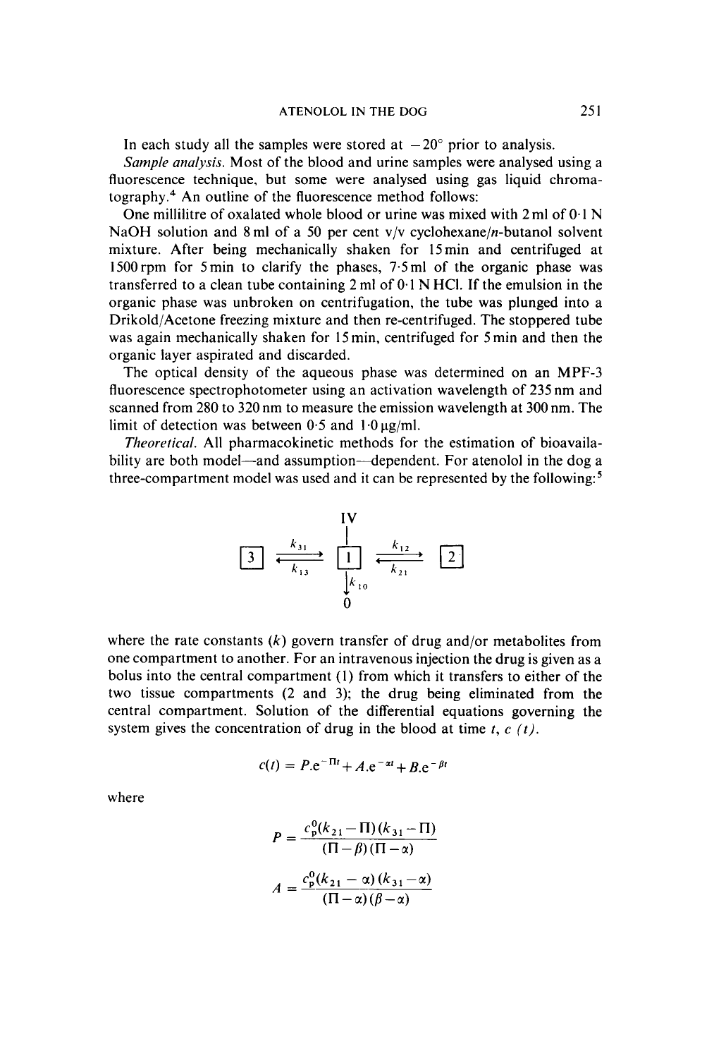In each study all the samples were stored at $-20°$ prior to analysis.

*Sample analysis.* Most of the blood and urine samples were analysed using a fluorescence technique, but some were analysed using gas liquid chromatography.[4] An outline of the fluorescence method follows:

One millilitre of oxalated whole blood or urine was mixed with 2 ml of 0·1 N NaOH solution and 8 ml of a 50 per cent v/v cyclohexane/*n*-butanol solvent mixture. After being mechanically shaken for 15 min and centrifuged at 1500 rpm for 5 min to clarify the phases, 7·5 ml of the organic phase was transferred to a clean tube containing 2 ml of 0·1 N HCl. If the emulsion in the organic phase was unbroken on centrifugation, the tube was plunged into a Drikold/Acetone freezing mixture and then re-centrifuged. The stoppered tube was again mechanically shaken for 15 min, centrifuged for 5 min and then the organic layer aspirated and discarded.

The optical density of the aqueous phase was determined on an MPF-3 fluorescence spectrophotometer using an activation wavelength of 235 nm and scanned from 280 to 320 nm to measure the emission wavelength at 300 nm. The limit of detection was between 0·5 and 1·0 µg/ml.

*Theoretical.* All pharmacokinetic methods for the estimation of bioavailability are both model—and assumption—dependent. For atenolol in the dog a three-compartment model was used and it can be represented by the following:[5]

$$
\begin{array}{ccccc}
 & & \text{IV} & & \\
 & & \downarrow & & \\
\boxed{3} & \underset{k_{13}}{\overset{k_{31}}{\rightleftarrows}} & \boxed{1} & \underset{k_{21}}{\overset{k_{12}}{\rightleftarrows}} & \boxed{2} \\
 & & \downarrow k_{10} & & \\
 & & 0 & &
\end{array}
$$

where the rate constants ($k$) govern transfer of drug and/or metabolites from one compartment to another. For an intravenous injection the drug is given as a bolus into the central compartment (1) from which it transfers to either of the two tissue compartments (2 and 3); the drug being eliminated from the central compartment. Solution of the differential equations governing the system gives the concentration of drug in the blood at time $t$, $c\ (t)$.

$$
c(t) = P.e^{-\Pi t} + A.e^{-\alpha t} + B.e^{-\beta t}
$$

where

$$
P = \frac{c_p^0(k_{21} - \Pi)(k_{31} - \Pi)}{(\Pi - \beta)(\Pi - \alpha)}
$$

$$
A = \frac{c_p^0(k_{21} - \alpha)(k_{31} - \alpha)}{(\Pi - \alpha)(\beta - \alpha)}
$$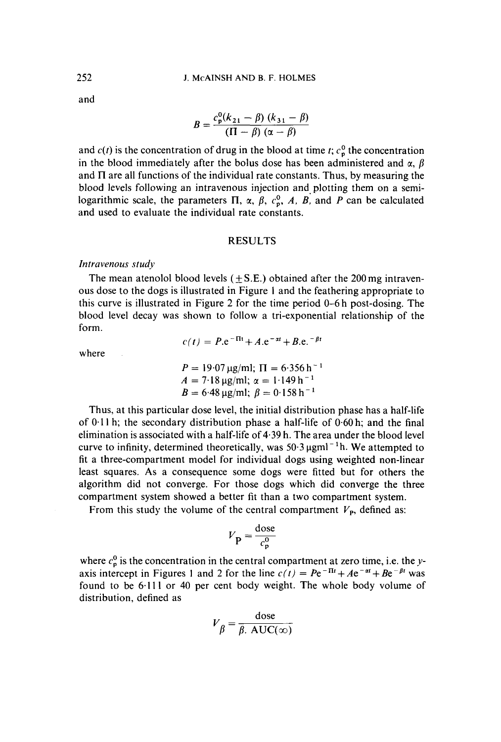and

$$B = \frac{c_p^0(k_{21} - \beta)(k_{31} - \beta)}{(\Pi - \beta)(\alpha - \beta)}$$

and $c(t)$ is the concentration of drug in the blood at time $t$; $c_p^0$ the concentration in the blood immediately after the bolus dose has been administered and $\alpha$, $\beta$ and $\Pi$ are all functions of the individual rate constants. Thus, by measuring the blood levels following an intravenous injection and plotting them on a semi-logarithmic scale, the parameters $\Pi$, $\alpha$, $\beta$, $c_p^0$, $A$, $B$, and $P$ can be calculated and used to evaluate the individual rate constants.

## RESULTS

*Intravenous study*

The mean atenolol blood levels ($\pm$S.E.) obtained after the 200 mg intravenous dose to the dogs is illustrated in Figure 1 and the feathering appropriate to this curve is illustrated in Figure 2 for the time period 0–6 h post-dosing. The blood level decay was shown to follow a tri-exponential relationship of the form.

$$c(t) = P.e^{-\Pi t} + A.e^{-\alpha t} + B.e.^{-\beta t}$$

where

$$P = 19.07\,\mu\text{g/ml};\ \Pi = 6.356\,\text{h}^{-1}$$
$$A = 7.18\,\mu\text{g/ml};\ \alpha = 1.149\,\text{h}^{-1}$$
$$B = 6.48\,\mu\text{g/ml};\ \beta = 0.158\,\text{h}^{-1}$$

Thus, at this particular dose level, the initial distribution phase has a half-life of 0·11 h; the secondary distribution phase a half-life of 0·60 h; and the final elimination is associated with a half-life of 4·39 h. The area under the blood level curve to infinity, determined theoretically, was 50·3 $\mu$gml$^{-1}$h. We attempted to fit a three-compartment model for individual dogs using weighted non-linear least squares. As a consequence some dogs were fitted but for others the algorithm did not converge. For those dogs which did converge the three compartment system showed a better fit than a two compartment system.

From this study the volume of the central compartment $V_P$, defined as:

$$V_P = \frac{\text{dose}}{c_p^0}$$

where $c_p^0$ is the concentration in the central compartment at zero time, i.e. the $y$-axis intercept in Figures 1 and 2 for the line $c(t) = Pe^{-\Pi t} + Ae^{-\alpha t} + Be^{-\beta t}$ was found to be 6·11 l or 40 per cent body weight. The whole body volume of distribution, defined as

$$V_\beta = \frac{\text{dose}}{\beta.\ \text{AUC}(\infty)}$$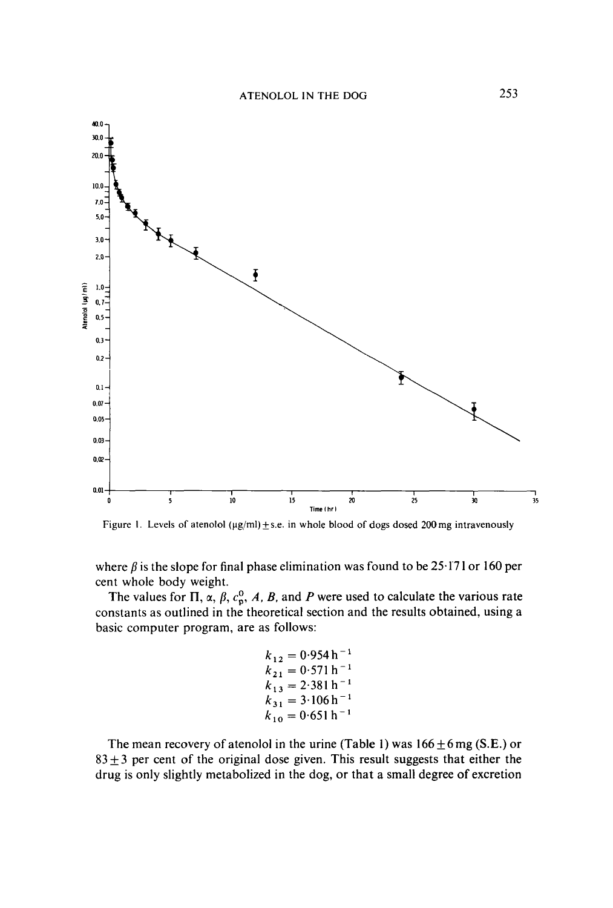Figure 1. Levels of atenolol (μg/ml) ± s.e. in whole blood of dogs dosed 200 mg intravenously

where $\beta$ is the slope for final phase elimination was found to be 25·171 or 160 per cent whole body weight.

The values for $\Pi$, $\alpha$, $\beta$, $c_p^0$, $A$, $B$, and $P$ were used to calculate the various rate constants as outlined in the theoretical section and the results obtained, using a basic computer program, are as follows:

$$k_{12} = 0{\cdot}954\,\mathrm{h}^{-1}$$
$$k_{21} = 0{\cdot}571\,\mathrm{h}^{-1}$$
$$k_{13} = 2{\cdot}381\,\mathrm{h}^{-1}$$
$$k_{31} = 3{\cdot}106\,\mathrm{h}^{-1}$$
$$k_{10} = 0{\cdot}651\,\mathrm{h}^{-1}$$

The mean recovery of atenolol in the urine (Table 1) was 166 ± 6 mg (S.E.) or 83 ± 3 per cent of the original dose given. This result suggests that either the drug is only slightly metabolized in the dog, or that a small degree of excretion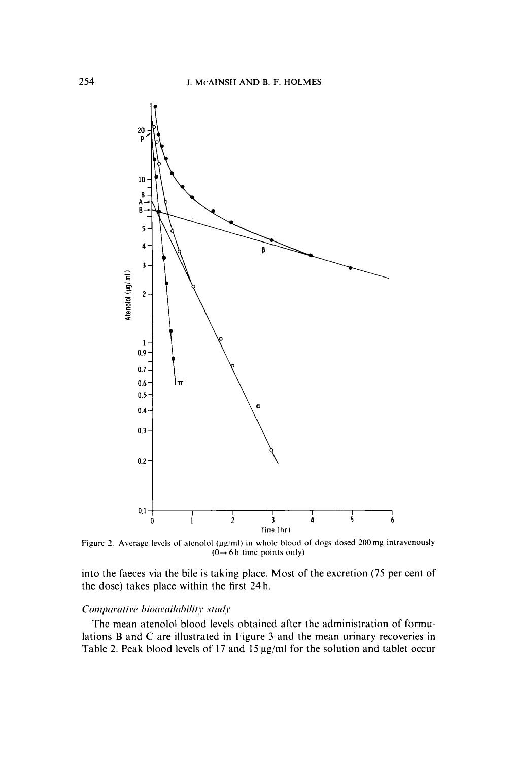Figure 2. Average levels of atenolol (μg/ml) in whole blood of dogs dosed 200 mg intravenously (0 → 6 h time points only)

into the faeces via the bile is taking place. Most of the excretion (75 per cent of the dose) takes place within the first 24 h.

*Comparative bioavailability study*

The mean atenolol blood levels obtained after the administration of formulations B and C are illustrated in Figure 3 and the mean urinary recoveries in Table 2. Peak blood levels of 17 and 15 μg/ml for the solution and tablet occur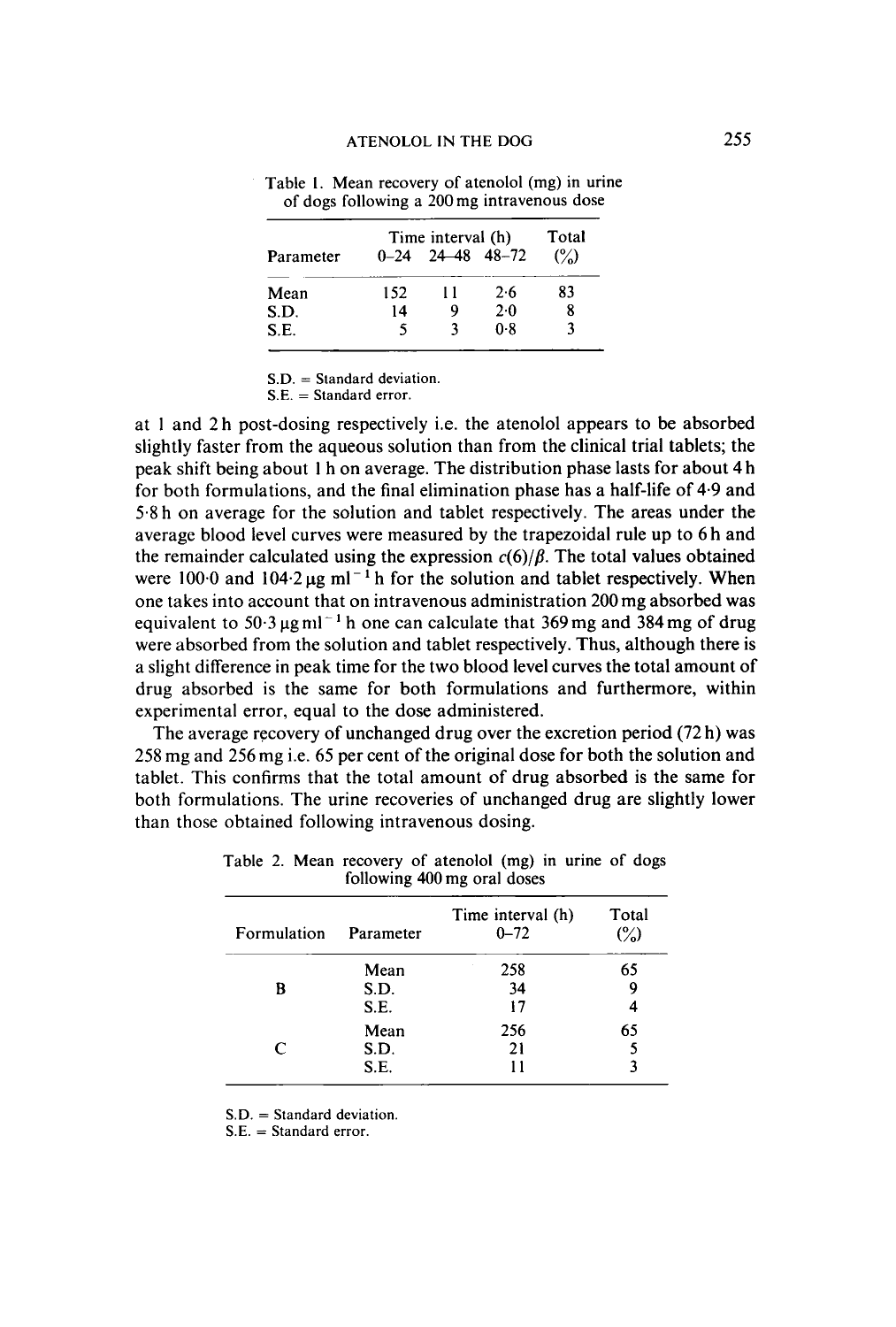Table 1. Mean recovery of atenolol (mg) in urine of dogs following a 200 mg intravenous dose

| Parameter | Time interval (h) 0–24 | 24–48 | 48–72 | Total (%) |
|---|---|---|---|---|
| Mean | 152 | 11 | 2·6 | 83 |
| S.D. | 14 | 9 | 2·0 | 8 |
| S.E. | 5 | 3 | 0·8 | 3 |

S.D. = Standard deviation.
S.E. = Standard error.

at 1 and 2 h post-dosing respectively i.e. the atenolol appears to be absorbed slightly faster from the aqueous solution than from the clinical trial tablets; the peak shift being about 1 h on average. The distribution phase lasts for about 4 h for both formulations, and the final elimination phase has a half-life of 4·9 and 5·8 h on average for the solution and tablet respectively. The areas under the average blood level curves were measured by the trapezoidal rule up to 6 h and the remainder calculated using the expression $c(6)/\beta$. The total values obtained were 100·0 and 104·2 μg $ml^{-1}$ h for the solution and tablet respectively. When one takes into account that on intravenous administration 200 mg absorbed was equivalent to 50·3 μg $ml^{-1}$ h one can calculate that 369 mg and 384 mg of drug were absorbed from the solution and tablet respectively. Thus, although there is a slight difference in peak time for the two blood level curves the total amount of drug absorbed is the same for both formulations and furthermore, within experimental error, equal to the dose administered.

The average recovery of unchanged drug over the excretion period (72 h) was 258 mg and 256 mg i.e. 65 per cent of the original dose for both the solution and tablet. This confirms that the total amount of drug absorbed is the same for both formulations. The urine recoveries of unchanged drug are slightly lower than those obtained following intravenous dosing.

Table 2. Mean recovery of atenolol (mg) in urine of dogs following 400 mg oral doses

| Formulation | Parameter | Time interval (h) 0–72 | Total (%) |
|---|---|---|---|
| | Mean | 258 | 65 |
| B | S.D. | 34 | 9 |
| | S.E. | 17 | 4 |
| | Mean | 256 | 65 |
| C | S.D. | 21 | 5 |
| | S.E. | 11 | 3 |

S.D. = Standard deviation.
S.E. = Standard error.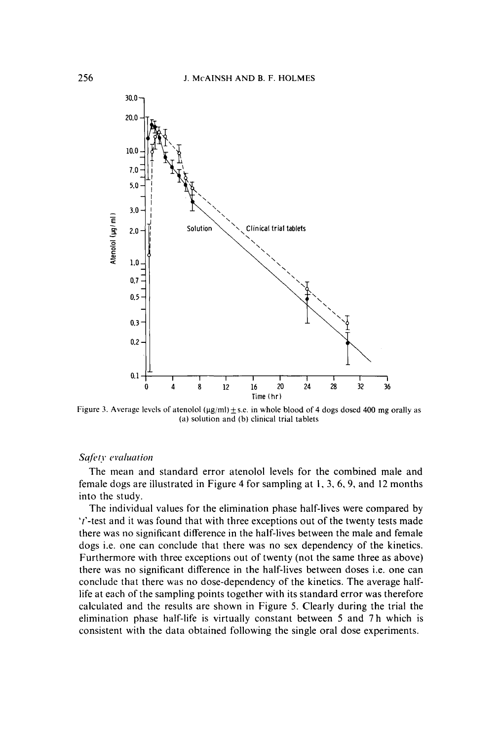Figure 3. Average levels of atenolol (μg/ml) ± s.e. in whole blood of 4 dogs dosed 400 mg orally as (a) solution and (b) clinical trial tablets

### *Safety evaluation*

The mean and standard error atenolol levels for the combined male and female dogs are illustrated in Figure 4 for sampling at 1, 3, 6, 9, and 12 months into the study.

The individual values for the elimination phase half-lives were compared by '$t$'-test and it was found that with three exceptions out of the twenty tests made there was no significant difference in the half-lives between the male and female dogs i.e. one can conclude that there was no sex dependency of the kinetics. Furthermore with three exceptions out of twenty (not the same three as above) there was no significant difference in the half-lives between doses i.e. one can conclude that there was no dose-dependency of the kinetics. The average half-life at each of the sampling points together with its standard error was therefore calculated and the results are shown in Figure 5. Clearly during the trial the elimination phase half-life is virtually constant between 5 and 7 h which is consistent with the data obtained following the single oral dose experiments.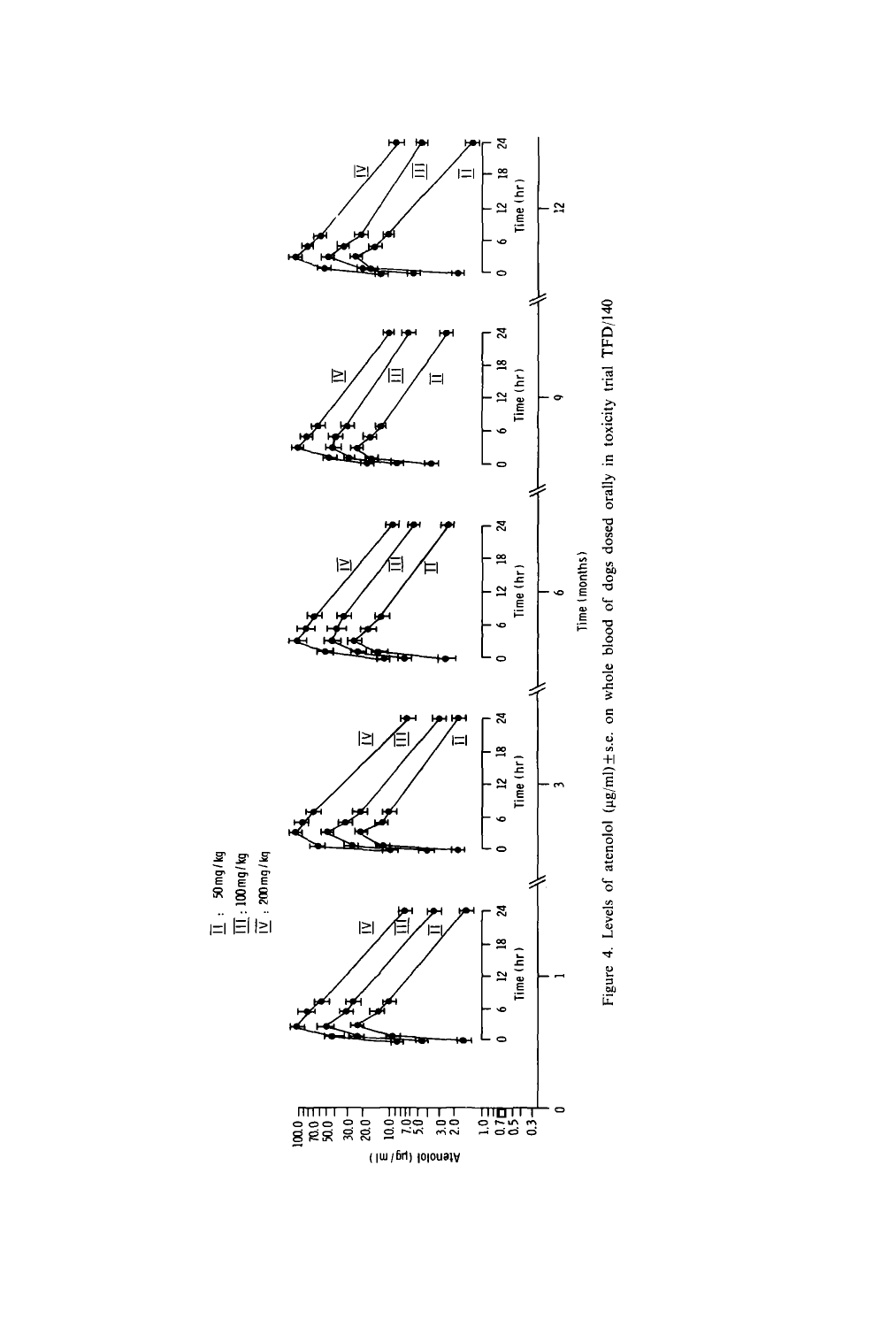Figure 4. Levels of atenolol (μg/ml) ± s.e. on whole blood of dogs dosed orally in toxicity trial TFD/140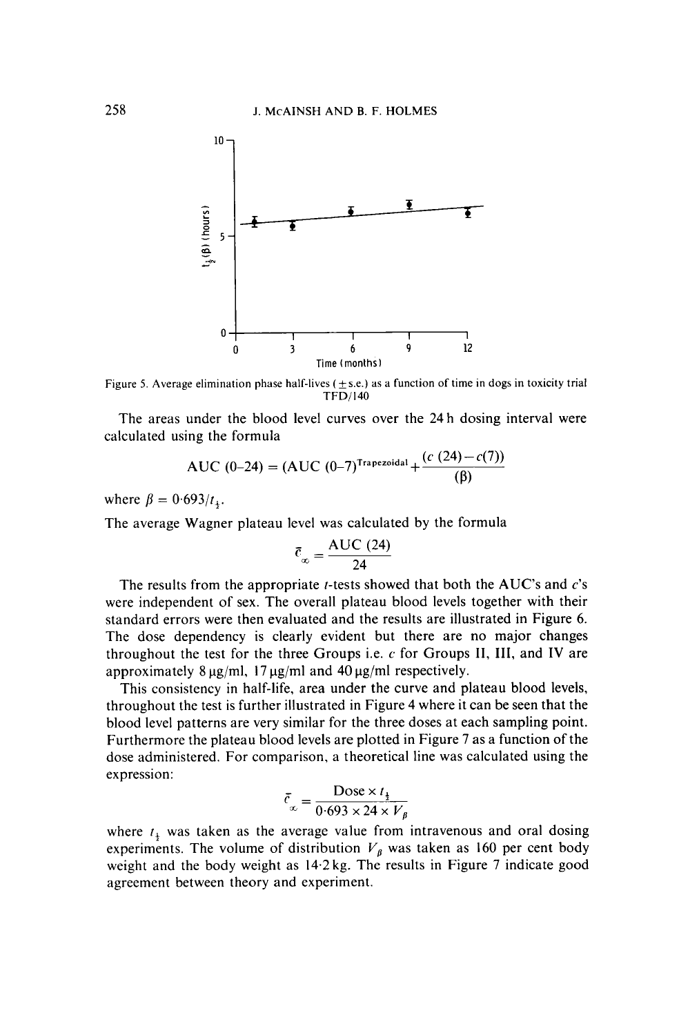Figure 5. Average elimination phase half-lives ($\pm$s.e.) as a function of time in dogs in toxicity trial TFD/140

The areas under the blood level curves over the 24 h dosing interval were calculated using the formula

$$\text{AUC (0–24)} = (\text{AUC (0–7)}^{\text{Trapezoidal}} + \frac{(c\,(24) - c(7))}{(\beta)}$$

where $\beta = 0{\cdot}693/t_{\frac{1}{2}}$.

The average Wagner plateau level was calculated by the formula

$$\bar{c}_{\infty} = \frac{\text{AUC (24)}}{24}$$

The results from the appropriate $t$-tests showed that both the AUC's and $c$'s were independent of sex. The overall plateau blood levels together with their standard errors were then evaluated and the results are illustrated in Figure 6. The dose dependency is clearly evident but there are no major changes throughout the test for the three Groups i.e. $c$ for Groups II, III, and IV are approximately 8 μg/ml, 17 μg/ml and 40 μg/ml respectively.

This consistency in half-life, area under the curve and plateau blood levels, throughout the test is further illustrated in Figure 4 where it can be seen that the blood level patterns are very similar for the three doses at each sampling point. Furthermore the plateau blood levels are plotted in Figure 7 as a function of the dose administered. For comparison, a theoretical line was calculated using the expression:

$$\bar{c}_{\infty} = \frac{\text{Dose} \times t_{\frac{1}{2}}}{0{\cdot}693 \times 24 \times V_{\beta}}$$

where $t_{\frac{1}{2}}$ was taken as the average value from intravenous and oral dosing experiments. The volume of distribution $V_{\beta}$ was taken as 160 per cent body weight and the body weight as 14·2 kg. The results in Figure 7 indicate good agreement between theory and experiment.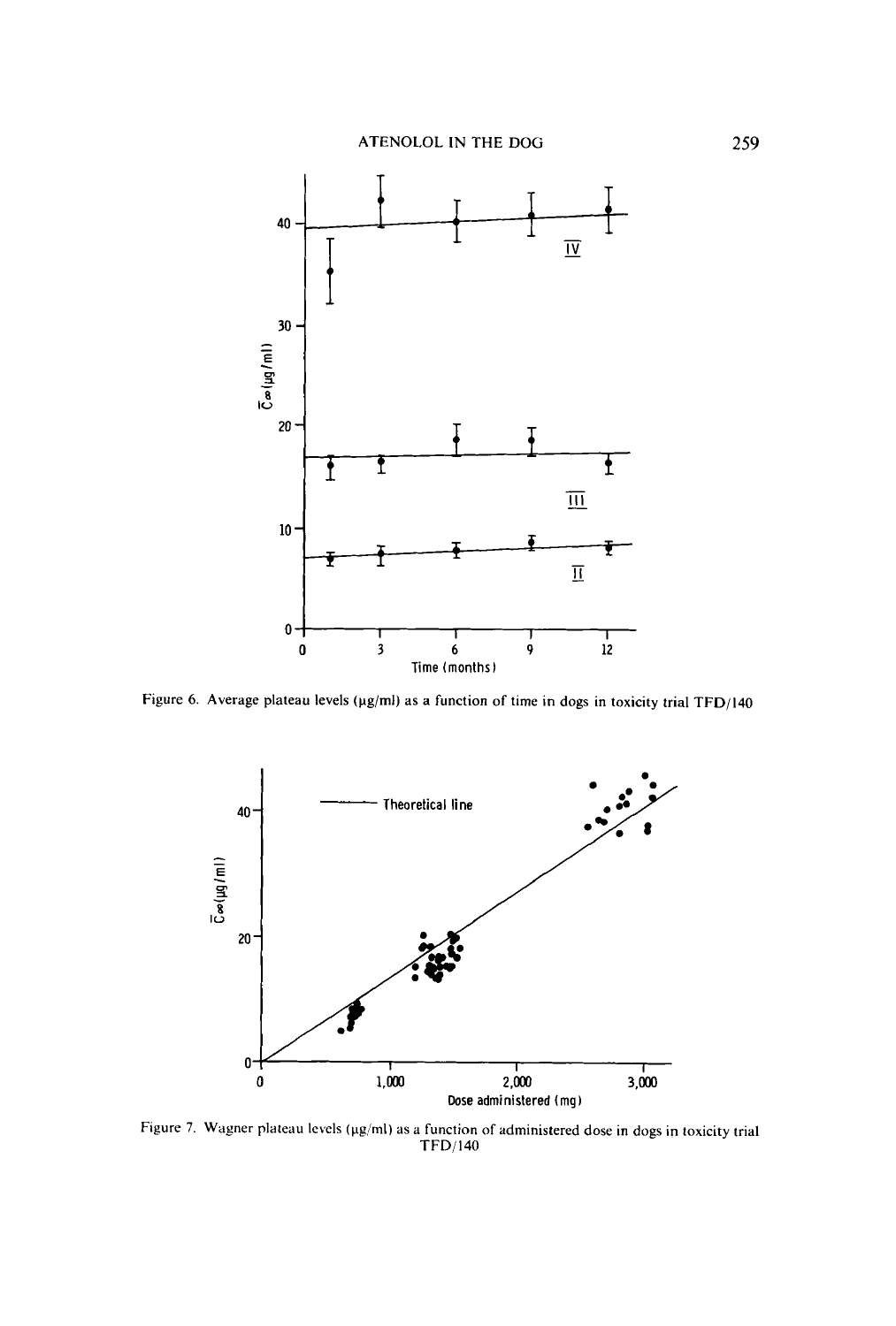Figure 6. Average plateau levels (μg/ml) as a function of time in dogs in toxicity trial TFD/140

Figure 7. Wagner plateau levels (μg/ml) as a function of administered dose in dogs in toxicity trial TFD/140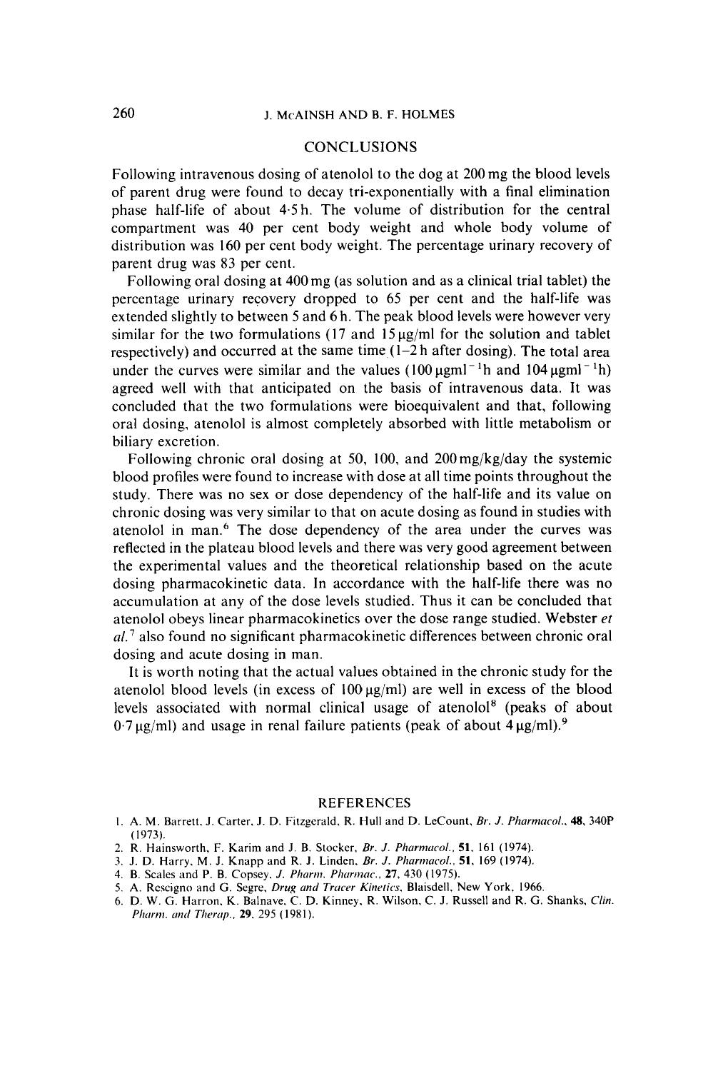## CONCLUSIONS

Following intravenous dosing of atenolol to the dog at 200 mg the blood levels of parent drug were found to decay tri-exponentially with a final elimination phase half-life of about 4·5 h. The volume of distribution for the central compartment was 40 per cent body weight and whole body volume of distribution was 160 per cent body weight. The percentage urinary recovery of parent drug was 83 per cent.

Following oral dosing at 400 mg (as solution and as a clinical trial tablet) the percentage urinary recovery dropped to 65 per cent and the half-life was extended slightly to between 5 and 6 h. The peak blood levels were however very similar for the two formulations (17 and 15 μg/ml for the solution and tablet respectively) and occurred at the same time (1–2 h after dosing). The total area under the curves were similar and the values (100 $\mu g ml^{-1} h$ and 104 $\mu g ml^{-1} h$) agreed well with that anticipated on the basis of intravenous data. It was concluded that the two formulations were bioequivalent and that, following oral dosing, atenolol is almost completely absorbed with little metabolism or biliary excretion.

Following chronic oral dosing at 50, 100, and 200 mg/kg/day the systemic blood profiles were found to increase with dose at all time points throughout the study. There was no sex or dose dependency of the half-life and its value on chronic dosing was very similar to that on acute dosing as found in studies with atenolol in man.[6] The dose dependency of the area under the curves was reflected in the plateau blood levels and there was very good agreement between the experimental values and the theoretical relationship based on the acute dosing pharmacokinetic data. In accordance with the half-life there was no accumulation at any of the dose levels studied. Thus it can be concluded that atenolol obeys linear pharmacokinetics over the dose range studied. Webster *et al.*[7] also found no significant pharmacokinetic differences between chronic oral dosing and acute dosing in man.

It is worth noting that the actual values obtained in the chronic study for the atenolol blood levels (in excess of 100 μg/ml) are well in excess of the blood levels associated with normal clinical usage of atenolol[8] (peaks of about 0·7 μg/ml) and usage in renal failure patients (peak of about 4 μg/ml).[9]

## REFERENCES

1. A. M. Barrett, J. Carter, J. D. Fitzgerald, R. Hull and D. LeCount, *Br. J. Pharmacol.*, **48**, 340P (1973).
2. R. Hainsworth, F. Karim and J. B. Stocker, *Br. J. Pharmacol.*, **51**, 161 (1974).
3. J. D. Harry, M. J. Knapp and R. J. Linden, *Br. J. Pharmacol.*, **51**, 169 (1974).
4. B. Scales and P. B. Copsey, *J. Pharm. Pharmac.*, **27**, 430 (1975).
5. A. Rescigno and G. Segre, *Drug and Tracer Kinetics*, Blaisdell, New York, 1966.
6. D. W. G. Harron, K. Balnave, C. D. Kinney, R. Wilson, C. J. Russell and R. G. Shanks, *Clin. Pharm. and Therap.*, **29**, 295 (1981).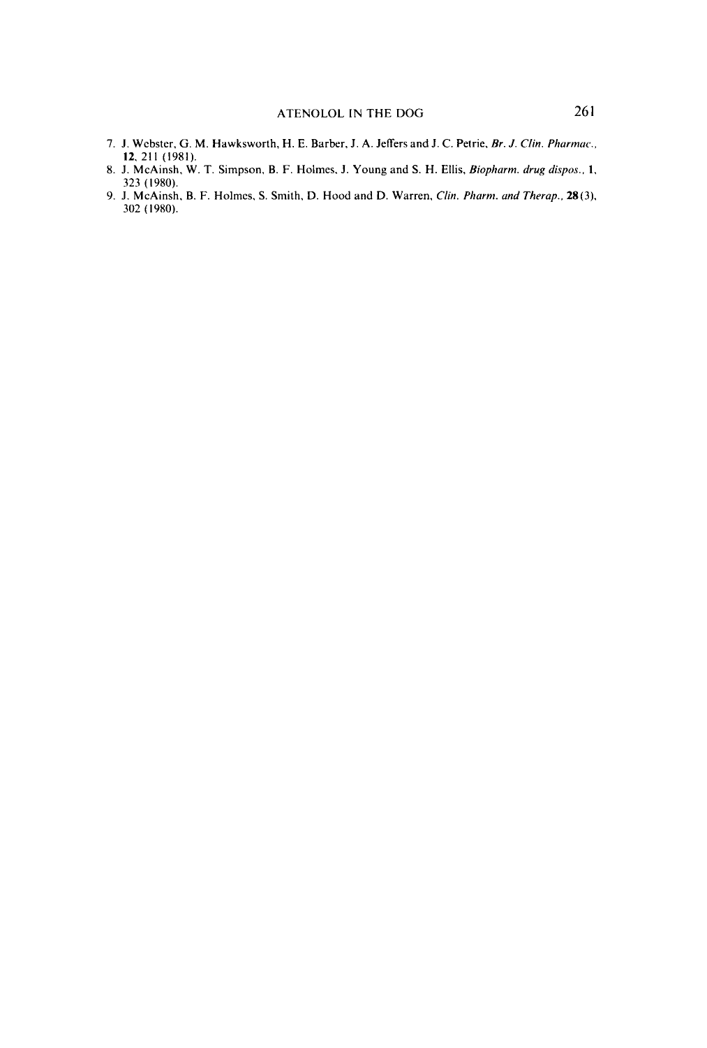7. J. Webster, G. M. Hawksworth, H. E. Barber, J. A. Jeffers and J. C. Petrie, *Br. J. Clin. Pharmac.*, **12**, 211 (1981).
8. J. McAinsh, W. T. Simpson, B. F. Holmes, J. Young and S. H. Ellis, *Biopharm. drug dispos.*, **1**, 323 (1980).
9. J. McAinsh, B. F. Holmes, S. Smith, D. Hood and D. Warren, *Clin. Pharm. and Therap.*, **28**(3), 302 (1980).